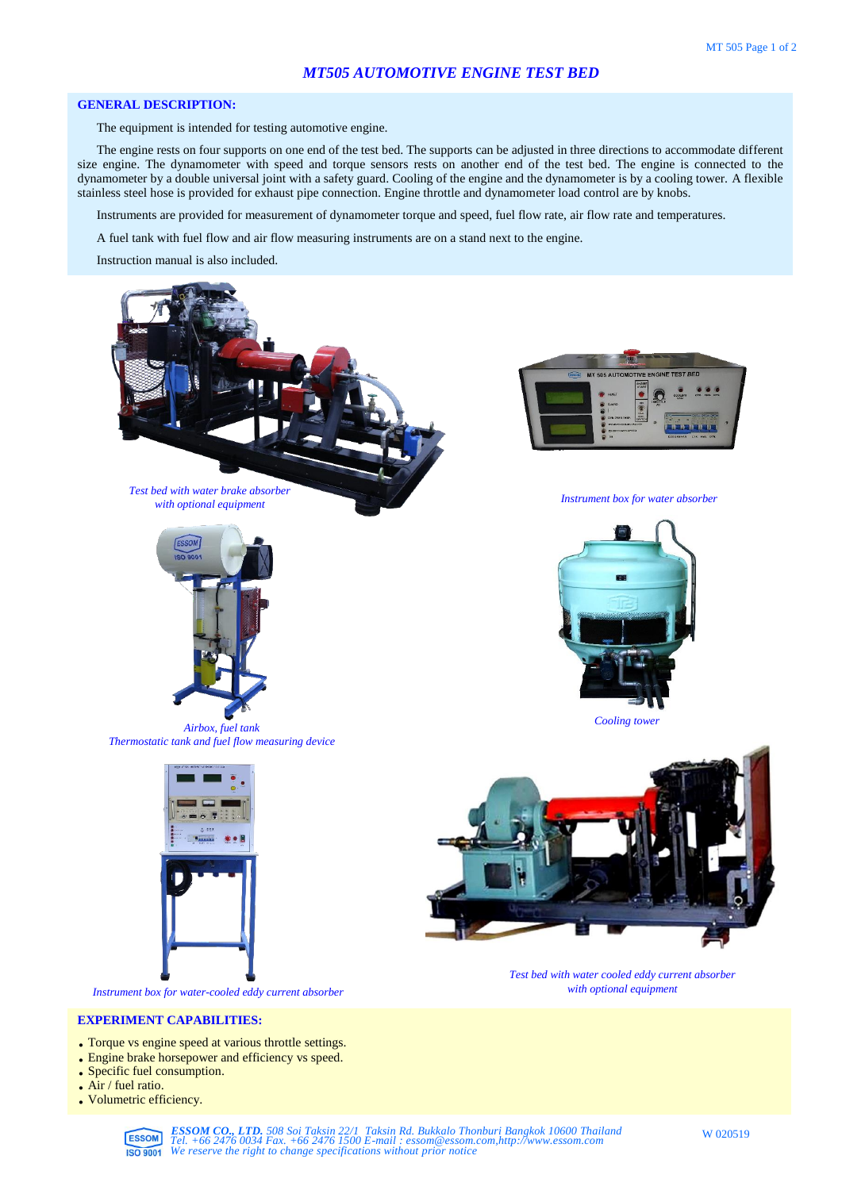# *MT505 AUTOMOTIVE ENGINE TEST BED*

## GENERAL DESCRIPTION:

The equipment is intended for testing automotive engine.

The engine rests on four supports on one end of the test bed. The supports can be adjusted in three directions to accommodate different size engine. The dynamometer with speed and torque sensors rests on another end of the test bed. The engine is connected to the dynamometer by a double universal joint with a safety guard. Cooling of the engine and the dynamometer is by a cooling tower. A flexible stainless steel hose is provided for exhaust pipe connection. Engine throttle and dynamometer load control are by knobs.

Instruments are provided for measurement of dynamometer torque and speed, fuel flow rate, air flow rate and temperatures.

A fuel tank with fuel flow and air flow measuring instruments are on a stand next to the engine.

Instruction manual is also included.

*Test bed with water brake absorber with optional equipment*

*Instrument box for water absorber*

*Airbox, fuel tank Thermostatic tank and fuel flow measuring device*

*Cooling tower*

*Instrument box for water-cooled eddy current absorber*

*Test bed with water cooled eddy current absorber with optional equipment*

## EXPERIMENT CAPABILITIES:

- Torque vs engine speed at various throttle settings.
- Engine brake horsepower and efficiency vs speed.
- Specific fuel consumption.
- Air / fuel ratio.
- Volumetric efficiency.

*ESSOM CO., LTD. 508 Soi Taksin 22/1 Taksin Rd. Bukkalo Thonburi Bangkok 10600 Thailand*
*Tel. +66 2476 0034 Fax. +66 2476 1500 E-mail : essom@essom.com,http://www.essom.com*
*We reserve the right to change specifications without prior notice*

W 020519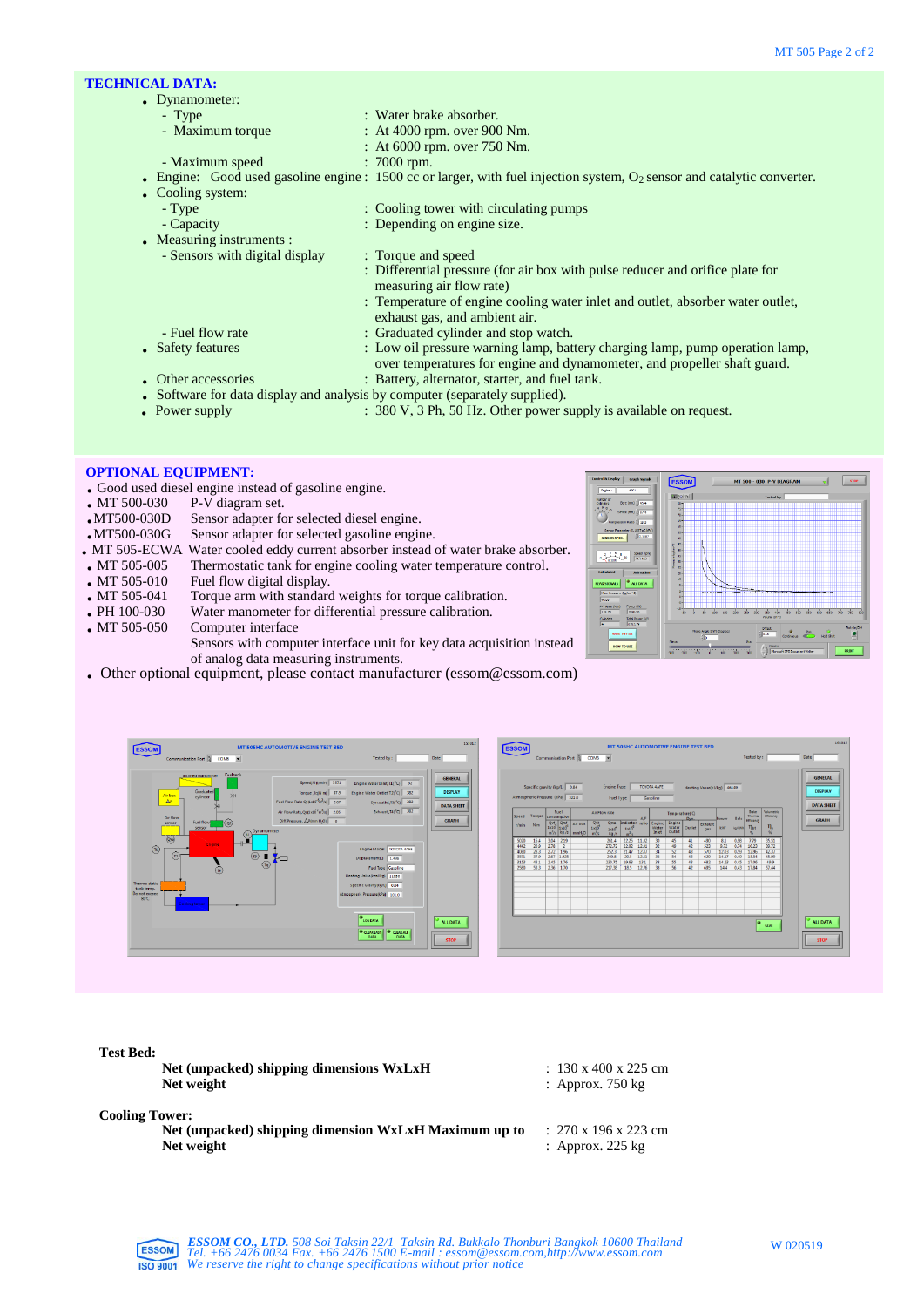## TECHNICAL DATA:

- Dynamometer:
  - Type : Water brake absorber.
  - Maximum torque : At 4000 rpm. over 900 Nm.
    At 6000 rpm. over 750 Nm.
  - Maximum speed : 7000 rpm.
- Engine: Good used gasoline engine : 1500 cc or larger, with fuel injection system, $O_2$ sensor and catalytic converter.
- Cooling system:
  - Type : Cooling tower with circulating pumps
  - Capacity : Depending on engine size.
- Measuring instruments :
  - Sensors with digital display : Torque and speed
    : Differential pressure (for air box with pulse reducer and orifice plate for measuring air flow rate)
    : Temperature of engine cooling water inlet and outlet, absorber water outlet, exhaust gas, and ambient air.
  - Fuel flow rate : Graduated cylinder and stop watch.
- Safety features : Low oil pressure warning lamp, battery charging lamp, pump operation lamp, over temperatures for engine and dynamometer, and propeller shaft guard.
- Other accessories : Battery, alternator, starter, and fuel tank.
- Software for data display and analysis by computer (separately supplied).
- Power supply : 380 V, 3 Ph, 50 Hz. Other power supply is available on request.

## OPTIONAL EQUIPMENT:

- Good used diesel engine instead of gasoline engine.
- MT 500-030 P-V diagram set.
- MT500-030D Sensor adapter for selected diesel engine.
- MT500-030G Sensor adapter for selected gasoline engine.
- MT 505-ECWA Water cooled eddy current absorber instead of water brake absorber.
- MT 505-005 Thermostatic tank for engine cooling water temperature control.
- MT 505-010 Fuel flow digital display.
- MT 505-041 Torque arm with standard weights for torque calibration.
- PH 100-030 Water manometer for differential pressure calibration.
- MT 505-050 Computer interface
  Sensors with computer interface unit for key data acquisition instead of analog data measuring instruments.
- Other optional equipment, please contact manufacturer (essom@essom.com)

**Test Bed:**

**Net (unpacked) shipping dimensions WxLxH** : 130 x 400 x 225 cm
**Net weight** : Approx. 750 kg

**Cooling Tower:**

**Net (unpacked) shipping dimension WxLxH Maximum up to** : 270 x 196 x 223 cm
**Net weight** : Approx. 225 kg

*ESSOM CO., LTD. 508 Soi Taksin 22/1 Taksin Rd. Bukkalo Thonburi Bangkok 10600 Thailand*
*Tel. +66 2476 0034 Fax. +66 2476 1500 E-mail : essom@essom.com,http://www.essom.com*
*We reserve the right to change specifications without prior notice*

W 020519